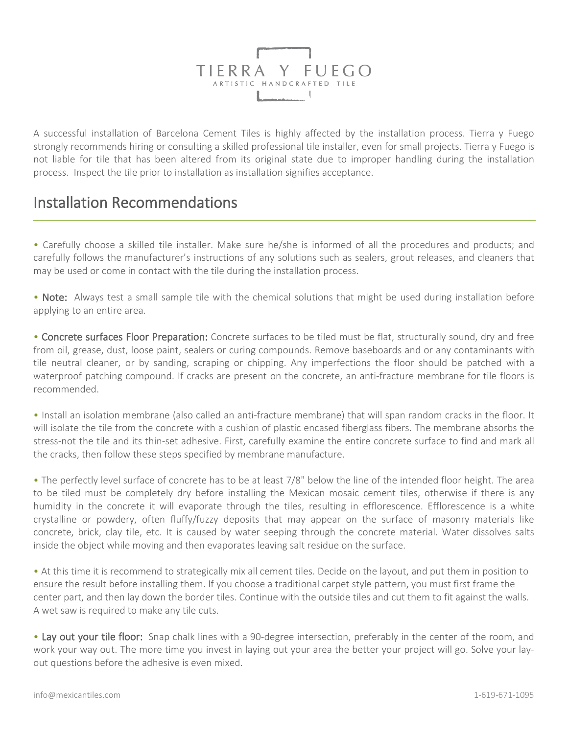# TIERRA Y FUEGO

ARTISTIC HANDCRAFTED TILE

A successful installation of Barcelona Cement Tiles is highly affected by the installation process. Tierra y Fuego strongly recommends hiring or consulting a skilled professional tile installer, even for small projects. Tierra y Fuego is not liable for tile that has been altered from its original state due to improper handling during the installation process. Inspect the tile prior to installation as installation signifies acceptance.

## Installation Recommendations

- Carefully choose a skilled tile installer. Make sure he/she is informed of all the procedures and products; and carefully follows the manufacturer's instructions of any solutions such as sealers, grout releases, and cleaners that may be used or come in contact with the tile during the installation process.

- **Note:** Always test a small sample tile with the chemical solutions that might be used during installation before applying to an entire area.

- **Concrete surfaces Floor Preparation:** Concrete surfaces to be tiled must be flat, structurally sound, dry and free from oil, grease, dust, loose paint, sealers or curing compounds. Remove baseboards and or any contaminants with tile neutral cleaner, or by sanding, scraping or chipping. Any imperfections the floor should be patched with a waterproof patching compound. If cracks are present on the concrete, an anti-fracture membrane for tile floors is recommended.

- Install an isolation membrane (also called an anti-fracture membrane) that will span random cracks in the floor. It will isolate the tile from the concrete with a cushion of plastic encased fiberglass fibers. The membrane absorbs the stress-not the tile and its thin-set adhesive. First, carefully examine the entire concrete surface to find and mark all the cracks, then follow these steps specified by membrane manufacture.

- The perfectly level surface of concrete has to be at least 7/8" below the line of the intended floor height. The area to be tiled must be completely dry before installing the Mexican mosaic cement tiles, otherwise if there is any humidity in the concrete it will evaporate through the tiles, resulting in efflorescence. Efflorescence is a white crystalline or powdery, often fluffy/fuzzy deposits that may appear on the surface of masonry materials like concrete, brick, clay tile, etc. It is caused by water seeping through the concrete material. Water dissolves salts inside the object while moving and then evaporates leaving salt residue on the surface.

- At this time it is recommend to strategically mix all cement tiles. Decide on the layout, and put them in position to ensure the result before installing them. If you choose a traditional carpet style pattern, you must first frame the center part, and then lay down the border tiles. Continue with the outside tiles and cut them to fit against the walls. A wet saw is required to make any tile cuts.

- **Lay out your tile floor:** Snap chalk lines with a 90-degree intersection, preferably in the center of the room, and work your way out. The more time you invest in laying out your area the better your project will go. Solve your lay-out questions before the adhesive is even mixed.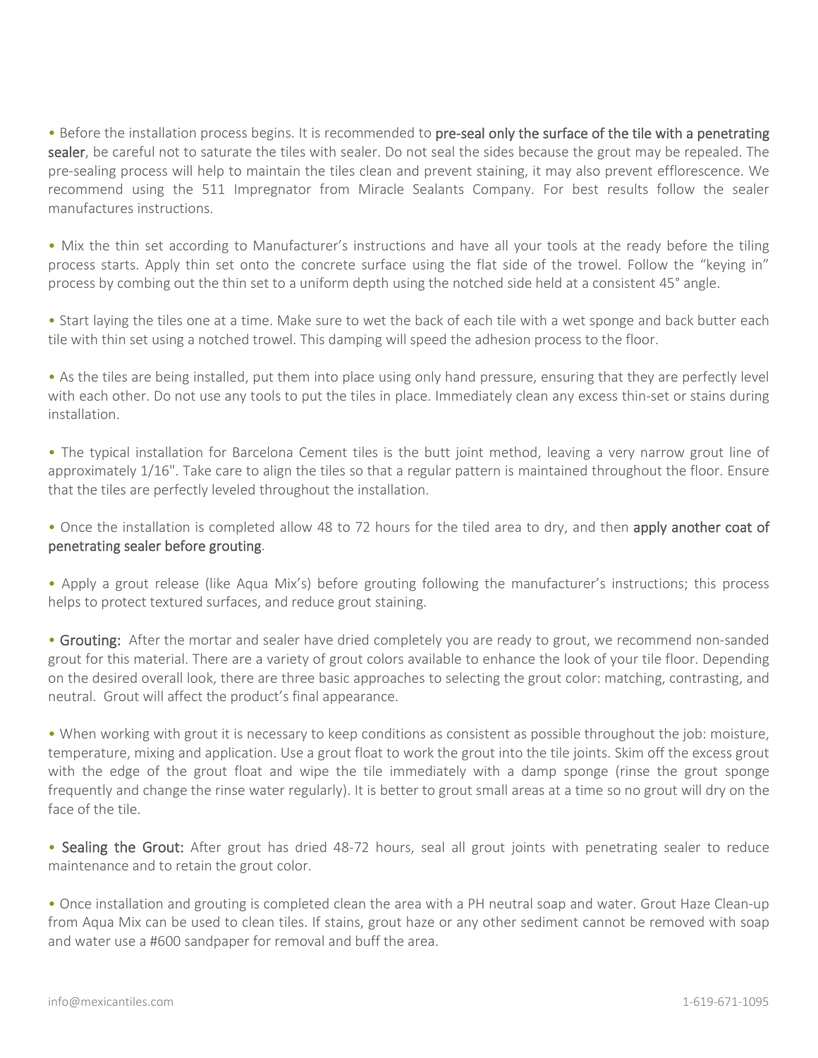- Before the installation process begins. It is recommended to **pre-seal only the surface of the tile with a penetrating sealer**, be careful not to saturate the tiles with sealer. Do not seal the sides because the grout may be repealed. The pre-sealing process will help to maintain the tiles clean and prevent staining, it may also prevent efflorescence. We recommend using the 511 Impregnator from Miracle Sealants Company. For best results follow the sealer manufactures instructions.

- Mix the thin set according to Manufacturer's instructions and have all your tools at the ready before the tiling process starts. Apply thin set onto the concrete surface using the flat side of the trowel. Follow the "keying in" process by combing out the thin set to a uniform depth using the notched side held at a consistent 45° angle.

- Start laying the tiles one at a time. Make sure to wet the back of each tile with a wet sponge and back butter each tile with thin set using a notched trowel. This damping will speed the adhesion process to the floor.

- As the tiles are being installed, put them into place using only hand pressure, ensuring that they are perfectly level with each other. Do not use any tools to put the tiles in place. Immediately clean any excess thin-set or stains during installation.

- The typical installation for Barcelona Cement tiles is the butt joint method, leaving a very narrow grout line of approximately 1/16". Take care to align the tiles so that a regular pattern is maintained throughout the floor. Ensure that the tiles are perfectly leveled throughout the installation.

- Once the installation is completed allow 48 to 72 hours for the tiled area to dry, and then **apply another coat of penetrating sealer before grouting**.

- Apply a grout release (like Aqua Mix's) before grouting following the manufacturer's instructions; this process helps to protect textured surfaces, and reduce grout staining.

- **Grouting:** After the mortar and sealer have dried completely you are ready to grout, we recommend non-sanded grout for this material. There are a variety of grout colors available to enhance the look of your tile floor. Depending on the desired overall look, there are three basic approaches to selecting the grout color: matching, contrasting, and neutral. Grout will affect the product's final appearance.

- When working with grout it is necessary to keep conditions as consistent as possible throughout the job: moisture, temperature, mixing and application. Use a grout float to work the grout into the tile joints. Skim off the excess grout with the edge of the grout float and wipe the tile immediately with a damp sponge (rinse the grout sponge frequently and change the rinse water regularly). It is better to grout small areas at a time so no grout will dry on the face of the tile.

- **Sealing the Grout:** After grout has dried 48-72 hours, seal all grout joints with penetrating sealer to reduce maintenance and to retain the grout color.

- Once installation and grouting is completed clean the area with a PH neutral soap and water. Grout Haze Clean-up from Aqua Mix can be used to clean tiles. If stains, grout haze or any other sediment cannot be removed with soap and water use a #600 sandpaper for removal and buff the area.

info@mexicantiles.com 1-619-671-1095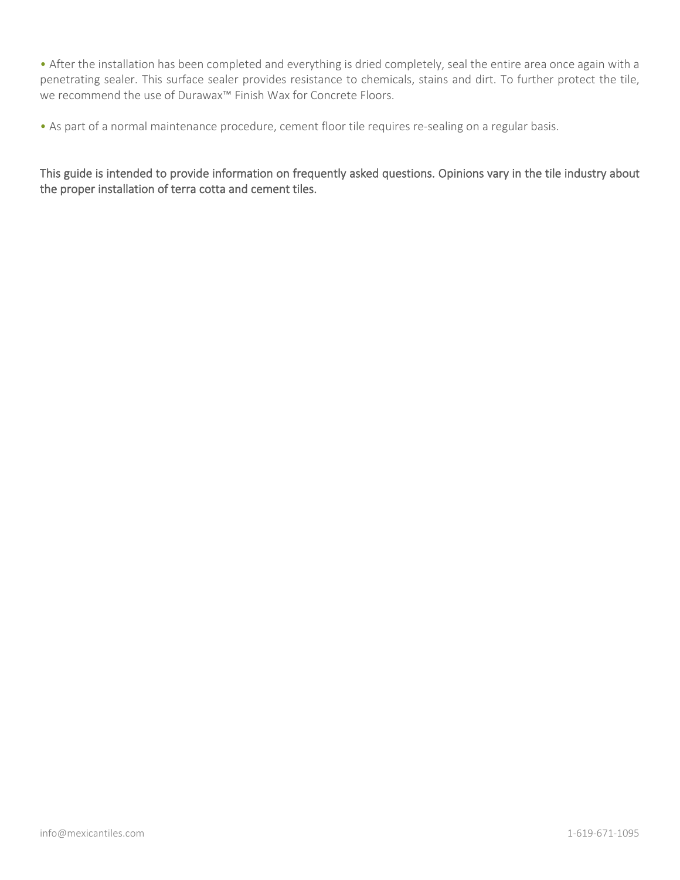- After the installation has been completed and everything is dried completely, seal the entire area once again with a penetrating sealer. This surface sealer provides resistance to chemicals, stains and dirt. To further protect the tile, we recommend the use of Durawax™ Finish Wax for Concrete Floors.

- As part of a normal maintenance procedure, cement floor tile requires re-sealing on a regular basis.

This guide is intended to provide information on frequently asked questions. Opinions vary in the tile industry about the proper installation of terra cotta and cement tiles.

info@mexicantiles.com 1-619-671-1095